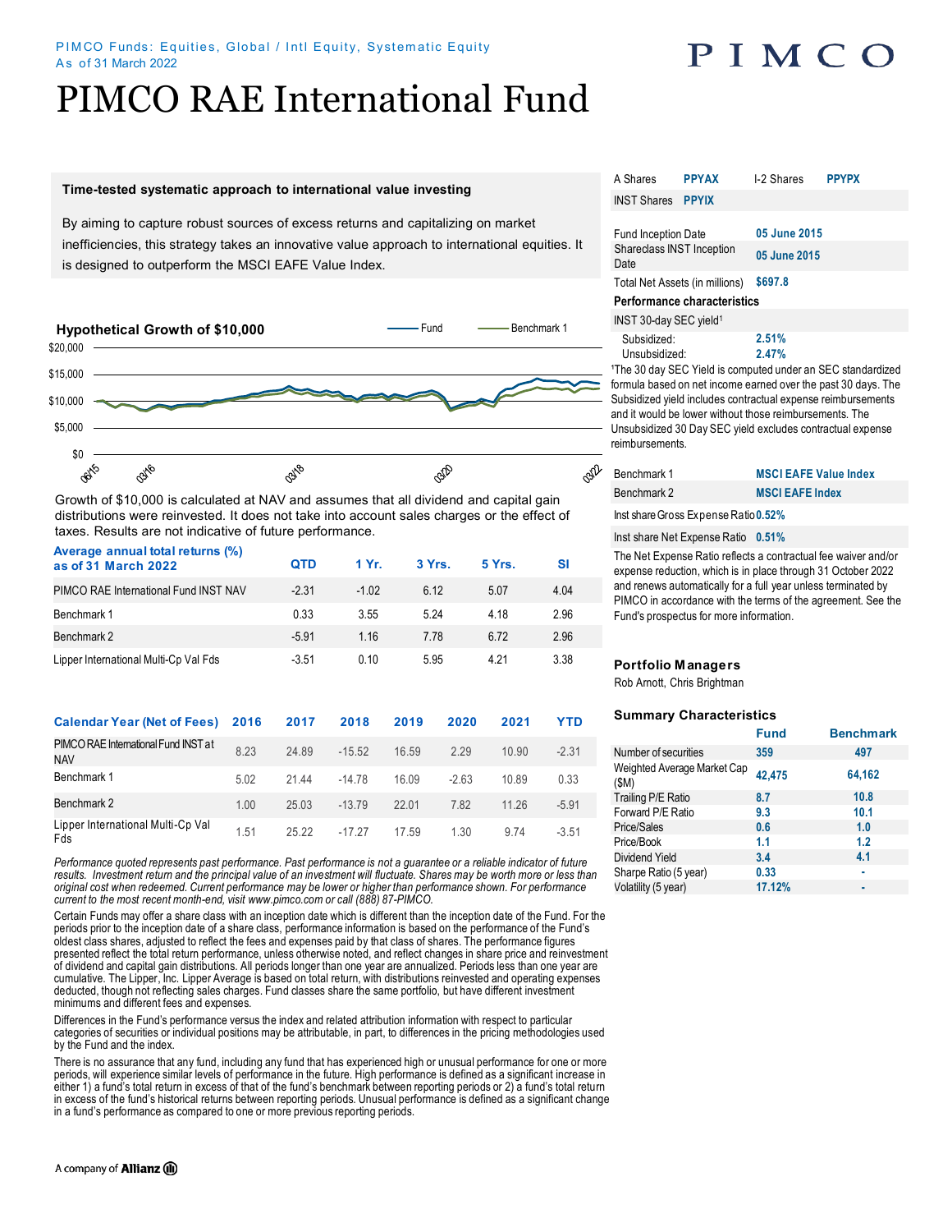PIMCO Funds: Equities, Global / Intl Equity, Systematic Equity
As of 31 March 2022

# PIMCO RAE International Fund

### Time-tested systematic approach to international value investing

By aiming to capture robust sources of excess returns and capitalizing on market inefficiencies, this strategy takes an innovative value approach to international equities. It is designed to outperform the MSCI EAFE Value Index.

### Hypothetical Growth of $10,000

Fund
Benchmark 1
$20,000
$15,000
$10,000
$5,000
$0
06/15
03/16
03/18
03/20
03/22

Growth of $10,000 is calculated at NAV and assumes that all dividend and capital gain distributions were reinvested. It does not take into account sales charges or the effect of taxes. Results are not indicative of future performance.

| Average annual total returns (%) as of 31 March 2022 | QTD | 1 Yr. | 3 Yrs. | 5 Yrs. | SI |
|---|---|---|---|---|---|
| PIMCO RAE International Fund INST NAV | -2.31 | -1.02 | 6.12 | 5.07 | 4.04 |
| Benchmark 1 | 0.33 | 3.55 | 5.24 | 4.18 | 2.96 |
| Benchmark 2 | -5.91 | 1.16 | 7.78 | 6.72 | 2.96 |
| Lipper International Multi-Cp Val Fds | -3.51 | 0.10 | 5.95 | 4.21 | 3.38 |

| Calendar Year (Net of Fees) | 2016 | 2017 | 2018 | 2019 | 2020 | 2021 | YTD |
|---|---|---|---|---|---|---|---|
| PIMCO RAE International Fund INST at NAV | 8.23 | 24.89 | -15.52 | 16.59 | 2.29 | 10.90 | -2.31 |
| Benchmark 1 | 5.02 | 21.44 | -14.78 | 16.09 | -2.63 | 10.89 | 0.33 |
| Benchmark 2 | 1.00 | 25.03 | -13.79 | 22.01 | 7.82 | 11.26 | -5.91 |
| Lipper International Multi-Cp Val Fds | 1.51 | 25.22 | -17.27 | 17.59 | 1.30 | 9.74 | -3.51 |

*Performance quoted represents past performance. Past performance is not a guarantee or a reliable indicator of future results. Investment return and the principal value of an investment will fluctuate. Shares may be worth more or less than original cost when redeemed. Current performance may be lower or higher than performance shown. For performance current to the most recent month-end, visit www.pimco.com or call (888) 87-PIMCO.*

Certain Funds may offer a share class with an inception date which is different than the inception date of the Fund. For the periods prior to the inception date of a share class, performance information is based on the performance of the Fund's oldest class shares, adjusted to reflect the fees and expenses paid by that class of shares. The performance figures presented reflect the total return performance, unless otherwise noted, and reflect changes in share price and reinvestment of dividend and capital gain distributions. All periods longer than one year are annualized. Periods less than one year are cumulative. The Lipper, Inc. Lipper Average is based on total return, with distributions reinvested and operating expenses deducted, though not reflecting sales charges. Fund classes share the same portfolio, but have different investment minimums and different fees and expenses.

Differences in the Fund's performance versus the index and related attribution information with respect to particular categories of securities or individual positions may be attributable, in part, to differences in the pricing methodologies used by the Fund and the index.

There is no assurance that any fund, including any fund that has experienced high or unusual performance for one or more periods, will experience similar levels of performance in the future. High performance is defined as a significant increase in either 1) a fund's total return in excess of that of the fund's benchmark between reporting periods or 2) a fund's total return in excess of the fund's historical returns between reporting periods. Unusual performance is defined as a significant change in a fund's performance as compared to one or more previous reporting periods.

| | | | |
|---|---|---|---|
| A Shares | PPYAX | I-2 Shares | PPYPX |
| INST Shares | PPYIX | | |

| | |
|---|---|
| Fund Inception Date | 05 June 2015 |
| Shareclass INST Inception Date | 05 June 2015 |
| Total Net Assets (in millions) | $697.8 |

**Performance characteristics**

| | |
|---|---|
| INST 30-day SEC yield[1] | |
| Subsidized: | 2.51% |
| Unsubsidized: | 2.47% |

[1]The 30 day SEC Yield is computed under an SEC standardized formula based on net income earned over the past 30 days. The Subsidized yield includes contractual expense reimbursements and it would be lower without those reimbursements. The Unsubsidized 30 Day SEC yield excludes contractual expense reimbursements.

| | |
|---|---|
| Benchmark 1 | MSCI EAFE Value Index |
| Benchmark 2 | MSCI EAFE Index |
| Inst share Gross Expense Ratio | 0.52% |
| Inst share Net Expense Ratio | 0.51% |

The Net Expense Ratio reflects a contractual fee waiver and/or expense reduction, which is in place through 31 October 2022 and renews automatically for a full year unless terminated by PIMCO in accordance with the terms of the agreement. See the Fund's prospectus for more information.

### Portfolio Managers

Rob Arnott, Chris Brightman

### Summary Characteristics

| | Fund | Benchmark |
|---|---|---|
| Number of securities | 359 | 497 |
| Weighted Average Market Cap ($M) | 42,475 | 64,162 |
| Trailing P/E Ratio | 8.7 | 10.8 |
| Forward P/E Ratio | 9.3 | 10.1 |
| Price/Sales | 0.6 | 1.0 |
| Price/Book | 1.1 | 1.2 |
| Dividend Yield | 3.4 | 4.1 |
| Sharpe Ratio (5 year) | 0.33 | - |
| Volatility (5 year) | 17.12% | - |

A company of Allianz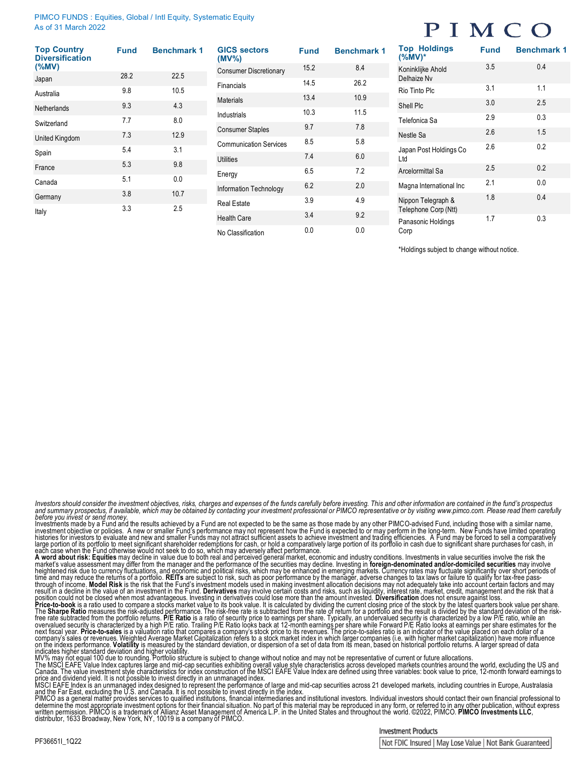PIMCO FUNDS : Equities, Global / Intl Equity, Systematic Equity
As of 31 March 2022

| Top Country Diversification (%MV) | Fund | Benchmark 1 |
|---|---|---|
| Japan | 28.2 | 22.5 |
| Australia | 9.8 | 10.5 |
| Netherlands | 9.3 | 4.3 |
| Switzerland | 7.7 | 8.0 |
| United Kingdom | 7.3 | 12.9 |
| Spain | 5.4 | 3.1 |
| France | 5.3 | 9.8 |
| Canada | 5.1 | 0.0 |
| Germany | 3.8 | 10.7 |
| Italy | 3.3 | 2.5 |

| GICS sectors (MV%) | Fund | Benchmark 1 |
|---|---|---|
| Consumer Discretionary | 15.2 | 8.4 |
| Financials | 14.5 | 26.2 |
| Materials | 13.4 | 10.9 |
| Industrials | 10.3 | 11.5 |
| Consumer Staples | 9.7 | 7.8 |
| Communication Services | 8.5 | 5.8 |
| Utilities | 7.4 | 6.0 |
| Energy | 6.5 | 7.2 |
| Information Technology | 6.2 | 2.0 |
| Real Estate | 3.9 | 4.9 |
| Health Care | 3.4 | 9.2 |
| No Classification | 0.0 | 0.0 |

| Top Holdings (%MV)* | Fund | Benchmark 1 |
|---|---|---|
| Koninklijke Ahold Delhaize Nv | 3.5 | 0.4 |
| Rio Tinto Plc | 3.1 | 1.1 |
| Shell Plc | 3.0 | 2.5 |
| Telefonica Sa | 2.9 | 0.3 |
| Nestle Sa | 2.6 | 1.5 |
| Japan Post Holdings Co Ltd | 2.6 | 0.2 |
| Arcelormittal Sa | 2.5 | 0.2 |
| Magna International Inc | 2.1 | 0.0 |
| Nippon Telegraph & Telephone Corp (Ntt) | 1.8 | 0.4 |
| Panasonic Holdings Corp | 1.7 | 0.3 |

*Holdings subject to change without notice.

*Investors should consider the investment objectives, risks, charges and expenses of the funds carefully before investing. This and other information are contained in the fund's prospectus and summary prospectus, if available, which may be obtained by contacting your investment professional or PIMCO representative or by visiting www.pimco.com. Please read them carefully before you invest or send money.*

Investments made by a Fund and the results achieved by a Fund are not expected to be the same as those made by any other PIMCO-advised Fund, including those with a similar name, investment objective or policies. A new or smaller Fund's performance may not represent how the Fund is expected to or may perform in the long-term. New Funds have limited operating histories for investors to evaluate and new and smaller Funds may not attract sufficient assets to achieve investment and trading efficiencies. A Fund may be forced to sell a comparatively large portion of its portfolio to meet significant shareholder redemptions for cash, or hold a comparatively large portion of its portfolio in cash due to significant share purchases for cash, in each case when the Fund otherwise would not seek to do so, which may adversely affect performance.

**A word about risk: Equities** may decline in value due to both real and perceived general market, economic and industry conditions. Investments in value securities involve the risk the market's value assessment may differ from the manager and the performance of the securities may decline. Investing in **foreign-denominated and/or-domiciled securities** may involve heightened risk due to currency fluctuations, and economic and political risks, which may be enhanced in emerging markets. Currency rates may fluctuate significantly over short periods of time and may reduce the returns of a portfolio. **REITs** are subject to risk, such as poor performance by the manager, adverse changes to tax laws or failure to qualify for tax-free pass-through of income. **Model Risk** is the risk that the Fund's investment models used in making investment allocation decisions may not adequately take into account certain factors and may result in a decline in the value of an investment in the Fund. **Derivatives** may involve certain costs and risks, such as liquidity, interest rate, market, credit, management and the risk that a position could not be closed when most advantageous. Investing in derivatives could lose more than the amount invested. **Diversification** does not ensure against loss.

**Price-to-book** is a ratio used to compare a stocks market value to its book value. It is calculated by dividing the current closing price of the stock by the latest quarters book value per share. The **Sharpe Ratio** measures the risk-adjusted performance. The risk-free rate is subtracted from the rate of return for a portfolio and the result is divided by the standard deviation of the risk-free rate subtracted from the portfolio returns. **P/E Ratio** is a ratio of security price to earnings per share. Typically, an undervalued security is characterized by a low P/E ratio, while an overvalued security is characterized by a high P/E ratio. Trailing P/E Ratio looks back at 12-month earnings per share while Forward P/E Ratio looks at earnings per share estimates for the next fiscal year. **Price-to-sales** is a valuation ratio that compares a company's stock price to its revenues. The price-to-sales ratio is an indicator of the value placed on each dollar of a company's sales or revenues. Weighted Average Market Capitalization refers to a stock market index in which larger companies (i.e. with higher market capitalization) have more influence on the indexs performance. **Volatility** is measured by the standard deviation, or dispersion of a set of data from its mean, based on historical portfolio returns. A larger spread of data indicates higher standard deviation and higher volatility.

MV% may not equal 100 due to rounding. Portfolio structure is subject to change without notice and may not be representative of current or future allocations.

The MSCI EAFE Value Index captures large and mid-cap securities exhibiting overall value style characteristics across developed markets countries around the world, excluding the US and Canada. The value investment style characteristics for index construction of the MSCI EAFE Value Index are defined using three variables: book value to price, 12-month forward earnings to price and dividend yield. It is not possible to invest directly in an unmanaged index.

MSCI EAFE Index is an unmanaged index designed to represent the performance of large and mid-cap securities across 21 developed markets, including countries in Europe, Australasia and the Far East, excluding the U.S. and Canada. It is not possible to invest directly in the index.

PIMCO as a general matter provides services to qualified institutions, financial intermediaries and institutional investors. Individual investors should contact their own financial professional to determine the most appropriate investment options for their financial situation. No part of this material may be reproduced in any form, or referred to in any other publication, without express written permission. PIMCO is a trademark of Allianz Asset Management of America L.P. in the United States and throughout the world. ©2022, PIMCO. **PIMCO Investments LLC**, distributor, 1633 Broadway, New York, NY, 10019 is a company of PIMCO.

PF36651I_1Q22

Investment Products
Not FDIC Insured | May Lose Value | Not Bank Guaranteed